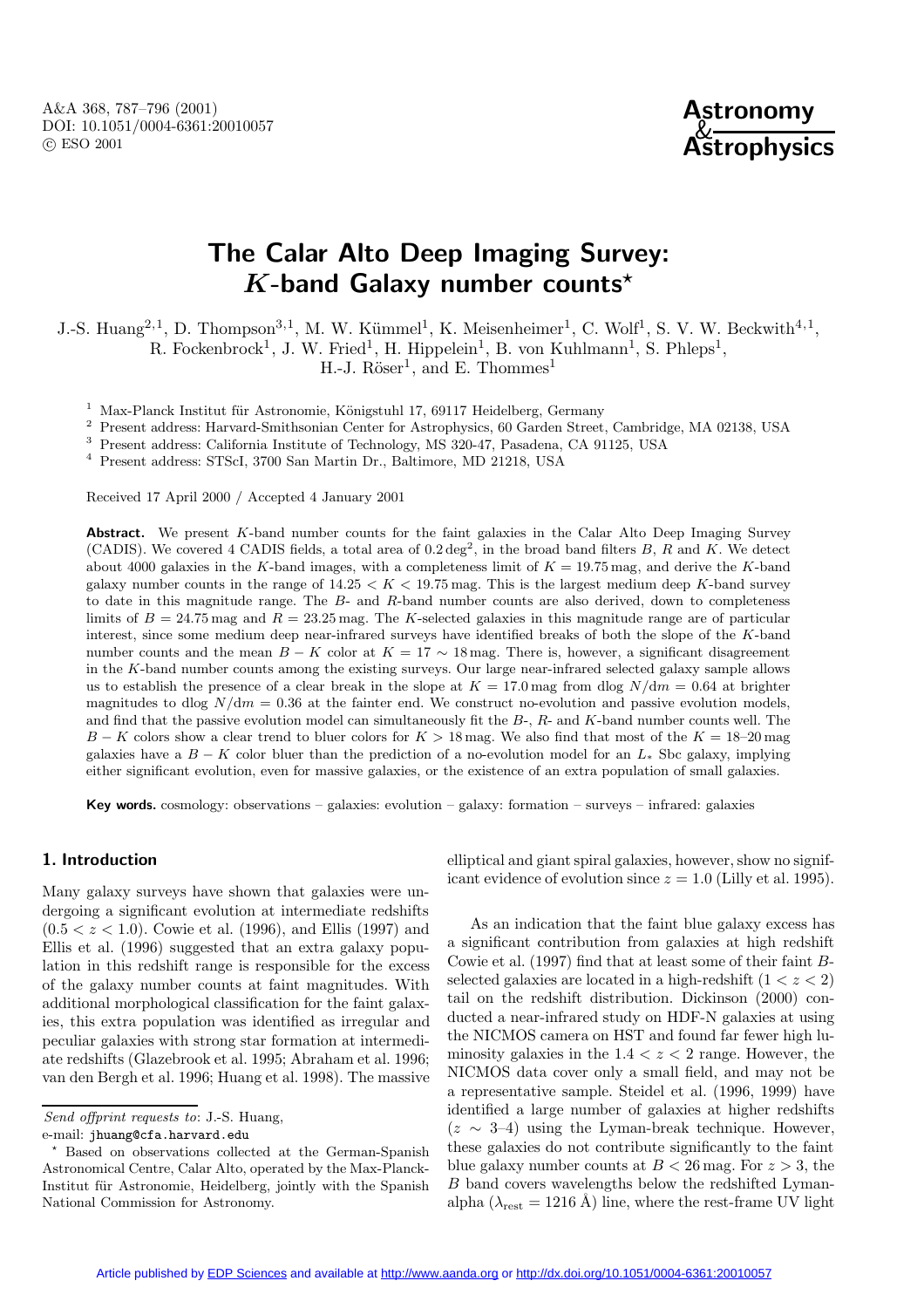# The Calar Alto Deep Imaging Survey: $K$-band Galaxy number counts*

J.-S. Huang[2,1], D. Thompson[3,1], M. W. Kümmel[1], K. Meisenheimer[1], C. Wolf[1], S. V. W. Beckwith[4,1], R. Fockenbrock[1], J. W. Fried[1], H. Hippelein[1], B. von Kuhlmann[1], S. Phleps[1], H.-J. Röser[1], and E. Thommes[1]

[1] Max-Planck Institut für Astronomie, Königstuhl 17, 69117 Heidelberg, Germany
[2] Present address: Harvard-Smithsonian Center for Astrophysics, 60 Garden Street, Cambridge, MA 02138, USA
[3] Present address: California Institute of Technology, MS 320-47, Pasadena, CA 91125, USA
[4] Present address: STScI, 3700 San Martin Dr., Baltimore, MD 21218, USA

Received 17 April 2000 / Accepted 4 January 2001

**Abstract.** We present $K$-band number counts for the faint galaxies in the Calar Alto Deep Imaging Survey (CADIS). We covered 4 CADIS fields, a total area of $0.2\,\deg^2$, in the broad band filters $B$, $R$ and $K$. We detect about 4000 galaxies in the $K$-band images, with a completeness limit of $K = 19.75$ mag, and derive the $K$-band galaxy number counts in the range of $14.25 < K < 19.75$ mag. This is the largest medium deep $K$-band survey to date in this magnitude range. The $B$- and $R$-band number counts are also derived, down to completeness limits of $B = 24.75$ mag and $R = 23.25$ mag. The $K$-selected galaxies in this magnitude range are of particular interest, since some medium deep near-infrared surveys have identified breaks of both the slope of the $K$-band number counts and the mean $B - K$ color at $K = 17 \sim 18$ mag. There is, however, a significant disagreement in the $K$-band number counts among the existing surveys. Our large near-infrared selected galaxy sample allows us to establish the presence of a clear break in the slope at $K = 17.0$ mag from dlog $N/\mathrm{d}m = 0.64$ at brighter magnitudes to dlog $N/\mathrm{d}m = 0.36$ at the fainter end. We construct no-evolution and passive evolution models, and find that the passive evolution model can simultaneously fit the $B$-, $R$- and $K$-band number counts well. The $B - K$ colors show a clear trend to bluer colors for $K > 18$ mag. We also find that most of the $K = 18$–$20$ mag galaxies have a $B - K$ color bluer than the prediction of a no-evolution model for an $L_*$ Sbc galaxy, implying either significant evolution, even for massive galaxies, or the existence of an extra population of small galaxies.

**Key words.** cosmology: observations – galaxies: evolution – galaxy: formation – surveys – infrared: galaxies

## 1. Introduction

Many galaxy surveys have shown that galaxies were undergoing a significant evolution at intermediate redshifts ($0.5 < z < 1.0$). Cowie et al. (1996), and Ellis (1997) and Ellis et al. (1996) suggested that an extra galaxy population in this redshift range is responsible for the excess of the galaxy number counts at faint magnitudes. With additional morphological classification for the faint galaxies, this extra population was identified as irregular and peculiar galaxies with strong star formation at intermediate redshifts (Glazebrook et al. 1995; Abraham et al. 1996; van den Bergh et al. 1996; Huang et al. 1998). The massive elliptical and giant spiral galaxies, however, show no significant evidence of evolution since $z = 1.0$ (Lilly et al. 1995).

As an indication that the faint blue galaxy excess has a significant contribution from galaxies at high redshift Cowie et al. (1997) find that at least some of their faint $B$-selected galaxies are located in a high-redshift ($1 < z < 2$) tail on the redshift distribution. Dickinson (2000) conducted a near-infrared study on HDF-N galaxies at using the NICMOS camera on HST and found far fewer high luminosity galaxies in the $1.4 < z < 2$ range. However, the NICMOS data cover only a small field, and may not be a representative sample. Steidel et al. (1996, 1999) have identified a large number of galaxies at higher redshifts ($z \sim 3$–$4$) using the Lyman-break technique. However, these galaxies do not contribute significantly to the faint blue galaxy number counts at $B < 26$ mag. For $z > 3$, the $B$ band covers wavelengths below the redshifted Lyman-alpha ($\lambda_{\mathrm{rest}} = 1216$ Å) line, where the rest-frame UV light

---

*Send offprint requests to*: J.-S. Huang,
e-mail: jhuang@cfa.harvard.edu

\* Based on observations collected at the German-Spanish Astronomical Centre, Calar Alto, operated by the Max-Planck-Institut für Astronomie, Heidelberg, jointly with the Spanish National Commission for Astronomy.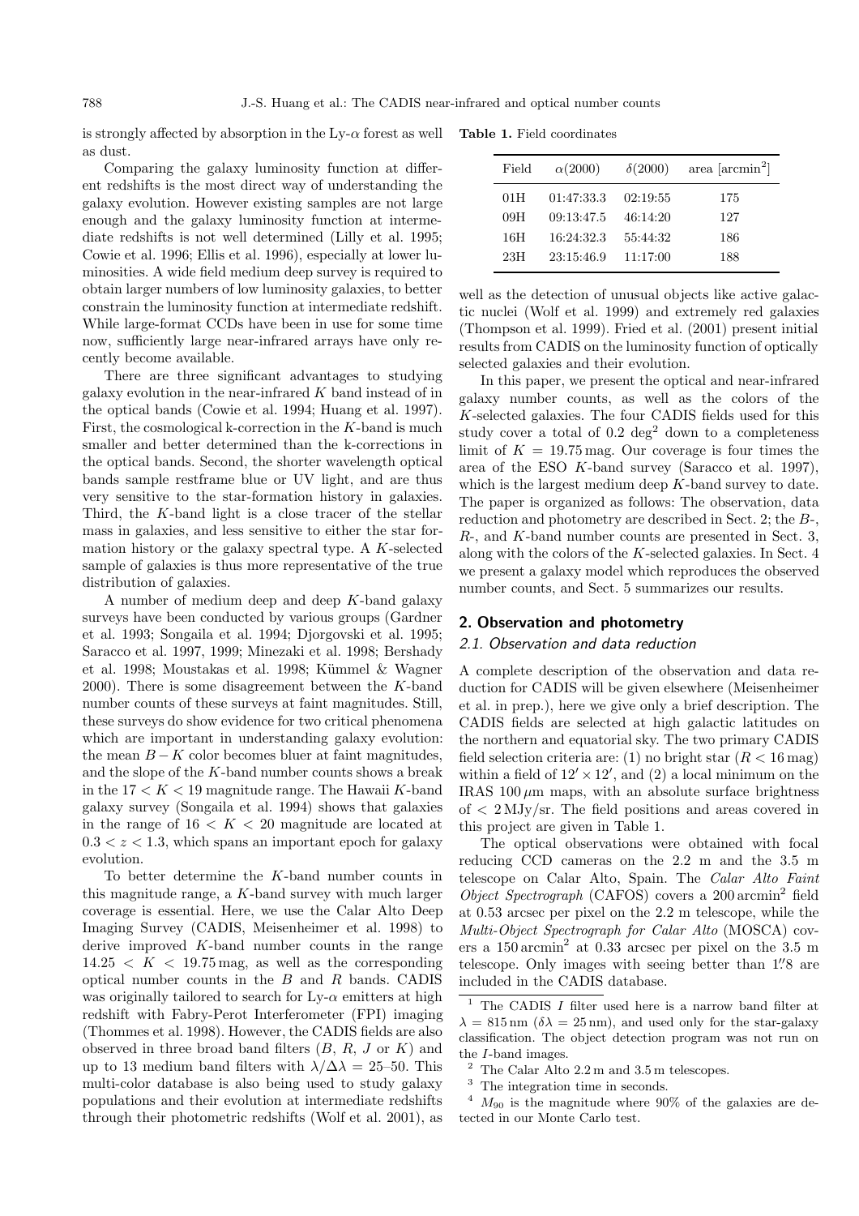is strongly affected by absorption in the Ly-$\alpha$ forest as well as dust.

Comparing the galaxy luminosity function at different redshifts is the most direct way of understanding the galaxy evolution. However existing samples are not large enough and the galaxy luminosity function at intermediate redshifts is not well determined (Lilly et al. 1995; Cowie et al. 1996; Ellis et al. 1996), especially at lower luminosities. A wide field medium deep survey is required to obtain larger numbers of low luminosity galaxies, to better constrain the luminosity function at intermediate redshift. While large-format CCDs have been in use for some time now, sufficiently large near-infrared arrays have only recently become available.

There are three significant advantages to studying galaxy evolution in the near-infrared $K$ band instead of in the optical bands (Cowie et al. 1994; Huang et al. 1997). First, the cosmological k-correction in the $K$-band is much smaller and better determined than the k-corrections in the optical bands. Second, the shorter wavelength optical bands sample restframe blue or UV light, and are thus very sensitive to the star-formation history in galaxies. Third, the $K$-band light is a close tracer of the stellar mass in galaxies, and less sensitive to either the star formation history or the galaxy spectral type. A $K$-selected sample of galaxies is thus more representative of the true distribution of galaxies.

A number of medium deep and deep $K$-band galaxy surveys have been conducted by various groups (Gardner et al. 1993; Songaila et al. 1994; Djorgovski et al. 1995; Saracco et al. 1997, 1999; Minezaki et al. 1998; Bershady et al. 1998; Moustakas et al. 1998; Kümmel & Wagner 2000). There is some disagreement between the $K$-band number counts of these surveys at faint magnitudes. Still, these surveys do show evidence for two critical phenomena which are important in understanding galaxy evolution: the mean $B-K$ color becomes bluer at faint magnitudes, and the slope of the $K$-band number counts shows a break in the $17 < K < 19$ magnitude range. The Hawaii $K$-band galaxy survey (Songaila et al. 1994) shows that galaxies in the range of $16 < K < 20$ magnitude are located at $0.3 < z < 1.3$, which spans an important epoch for galaxy evolution.

To better determine the $K$-band number counts in this magnitude range, a $K$-band survey with much larger coverage is essential. Here, we use the Calar Alto Deep Imaging Survey (CADIS, Meisenheimer et al. 1998) to derive improved $K$-band number counts in the range $14.25 < K < 19.75$ mag, as well as the corresponding optical number counts in the $B$ and $R$ bands. CADIS was originally tailored to search for Ly-$\alpha$ emitters at high redshift with Fabry-Perot Interferometer (FPI) imaging (Thommes et al. 1998). However, the CADIS fields are also observed in three broad band filters ($B$, $R$, $J$ or $K$) and up to 13 medium band filters with $\lambda/\Delta\lambda$ = 25–50. This multi-color database is also being used to study galaxy populations and their evolution at intermediate redshifts through their photometric redshifts (Wolf et al. 2001), as well as the detection of unusual objects like active galactic nuclei (Wolf et al. 1999) and extremely red galaxies (Thompson et al. 1999). Fried et al. (2001) present initial results from CADIS on the luminosity function of optically selected galaxies and their evolution.

**Table 1.** Field coordinates

| Field | $\alpha$(2000) | $\delta$(2000) | area [arcmin$^2$] |
|---|---|---|---|
| 01H | 01:47:33.3 | 02:19:55 | 175 |
| 09H | 09:13:47.5 | 46:14:20 | 127 |
| 16H | 16:24:32.3 | 55:44:32 | 186 |
| 23H | 23:15:46.9 | 11:17:00 | 188 |

In this paper, we present the optical and near-infrared galaxy number counts, as well as the colors of the $K$-selected galaxies. The four CADIS fields used for this study cover a total of 0.2 deg$^2$ down to a completeness limit of $K$ = 19.75 mag. Our coverage is four times the area of the ESO $K$-band survey (Saracco et al. 1997), which is the largest medium deep $K$-band survey to date. The paper is organized as follows: The observation, data reduction and photometry are described in Sect. 2; the $B$-, $R$-, and $K$-band number counts are presented in Sect. 3, along with the colors of the $K$-selected galaxies. In Sect. 4 we present a galaxy model which reproduces the observed number counts, and Sect. 5 summarizes our results.

## 2. Observation and photometry

### 2.1. Observation and data reduction

A complete description of the observation and data reduction for CADIS will be given elsewhere (Meisenheimer et al. in prep.), here we give only a brief description. The CADIS fields are selected at high galactic latitudes on the northern and equatorial sky. The two primary CADIS field selection criteria are: (1) no bright star ($R$ < 16 mag) within a field of $12' \times 12'$, and (2) a local minimum on the IRAS 100 $\mu$m maps, with an absolute surface brightness of < 2 MJy/sr. The field positions and areas covered in this project are given in Table 1.

The optical observations were obtained with focal reducing CCD cameras on the 2.2 m and the 3.5 m telescope on Calar Alto, Spain. The *Calar Alto Faint Object Spectrograph* (CAFOS) covers a 200 arcmin$^2$ field at 0.53 arcsec per pixel on the 2.2 m telescope, while the *Multi-Object Spectrograph for Calar Alto* (MOSCA) covers a 150 arcmin$^2$ at 0.33 arcsec per pixel on the 3.5 m telescope. Only images with seeing better than 1''.8 are included in the CADIS database.

[1] The CADIS $I$ filter used here is a narrow band filter at $\lambda$ = 815 nm ($\delta\lambda$ = 25 nm), and used only for the star-galaxy classification. The object detection program was not run on the $I$-band images.

[2] The Calar Alto 2.2 m and 3.5 m telescopes.

[3] The integration time in seconds.

[4] $M_{90}$ is the magnitude where 90% of the galaxies are detected in our Monte Carlo test.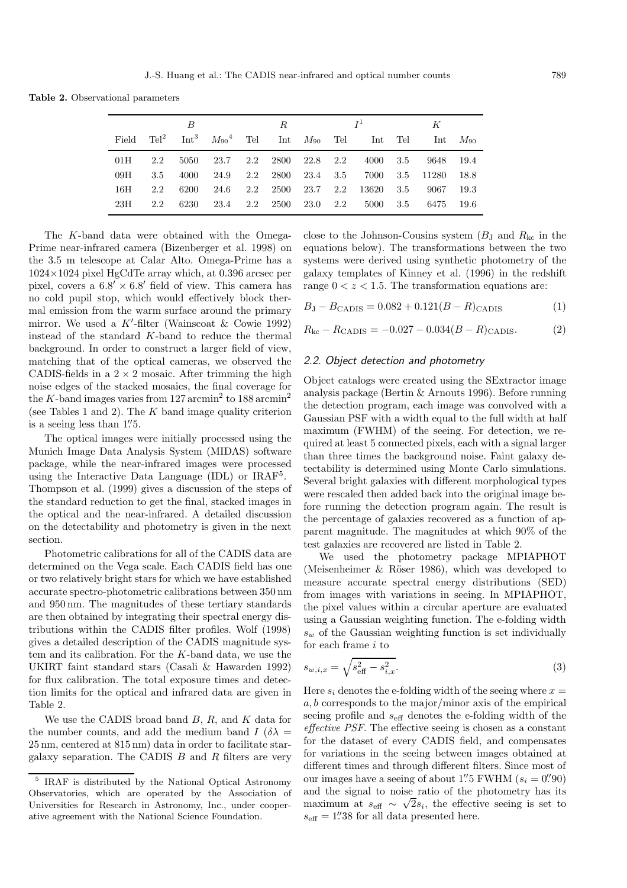**Table 2.** Observational parameters

| | B | | | R | | | I[1] | | K | | |
|---|---|---|---|---|---|---|---|---|---|---|---|
| Field | Tel[2] | Int[3] | $M_{90}$[4] | Tel | Int | $M_{90}$ | Tel | Int | Tel | Int | $M_{90}$ |
| 01H | 2.2 | 5050 | 23.7 | 2.2 | 2800 | 22.8 | 2.2 | 4000 | 3.5 | 9648 | 19.4 |
| 09H | 3.5 | 4000 | 24.9 | 2.2 | 2800 | 23.4 | 3.5 | 7000 | 3.5 | 11280 | 18.8 |
| 16H | 2.2 | 6200 | 24.6 | 2.2 | 2500 | 23.7 | 2.2 | 13620 | 3.5 | 9067 | 19.3 |
| 23H | 2.2 | 6230 | 23.4 | 2.2 | 2500 | 23.0 | 2.2 | 5000 | 3.5 | 6475 | 19.6 |

The $K$-band data were obtained with the Omega-Prime near-infrared camera (Bizenberger et al. 1998) on the 3.5 m telescope at Calar Alto. Omega-Prime has a 1024×1024 pixel HgCdTe array which, at 0.396 arcsec per pixel, covers a $6.8' \times 6.8'$ field of view. This camera has no cold pupil stop, which would effectively block thermal emission from the warm surface around the primary mirror. We used a $K'$-filter (Wainscoat & Cowie 1992) instead of the standard $K$-band to reduce the thermal background. In order to construct a larger field of view, matching that of the optical cameras, we observed the CADIS-fields in a $2 \times 2$ mosaic. After trimming the high noise edges of the stacked mosaics, the final coverage for the $K$-band images varies from 127 arcmin$^2$ to 188 arcmin$^2$ (see Tables 1 and 2). The $K$ band image quality criterion is a seeing less than $1''\!.5$.

The optical images were initially processed using the Munich Image Data Analysis System (MIDAS) software package, while the near-infrared images were processed using the Interactive Data Language (IDL) or IRAF[5]. Thompson et al. (1999) gives a discussion of the steps of the standard reduction to get the final, stacked images in the optical and the near-infrared. A detailed discussion on the detectability and photometry is given in the next section.

Photometric calibrations for all of the CADIS data are determined on the Vega scale. Each CADIS field has one or two relatively bright stars for which we have established accurate spectro-photometric calibrations between 350 nm and 950 nm. The magnitudes of these tertiary standards are then obtained by integrating their spectral energy distributions within the CADIS filter profiles. Wolf (1998) gives a detailed description of the CADIS magnitude system and its calibration. For the $K$-band data, we use the UKIRT faint standard stars (Casali & Hawarden 1992) for flux calibration. The total exposure times and detection limits for the optical and infrared data are given in Table 2.

We use the CADIS broad band $B$, $R$, and $K$ data for the number counts, and add the medium band $I$ ($\delta\lambda$ = 25 nm, centered at 815 nm) data in order to facilitate star-galaxy separation. The CADIS $B$ and $R$ filters are very close to the Johnson-Cousins system ($B_{\rm J}$ and $R_{\rm kc}$ in the equations below). The transformations between the two systems were derived using synthetic photometry of the galaxy templates of Kinney et al. (1996) in the redshift range $0 < z < 1.5$. The transformation equations are:

$$B_{\rm J} - B_{\rm CADIS} = 0.082 + 0.121(B-R)_{\rm CADIS} \tag{1}$$

$$R_{\rm kc} - R_{\rm CADIS} = -0.027 - 0.034(B-R)_{\rm CADIS}. \tag{2}$$

### 2.2. Object detection and photometry

Object catalogs were created using the SExtractor image analysis package (Bertin & Arnouts 1996). Before running the detection program, each image was convolved with a Gaussian PSF with a width equal to the full width at half maximum (FWHM) of the seeing. For detection, we required at least 5 connected pixels, each with a signal larger than three times the background noise. Faint galaxy detectability is determined using Monte Carlo simulations. Several bright galaxies with different morphological types were rescaled then added back into the original image before running the detection program again. The result is the percentage of galaxies recovered as a function of apparent magnitude. The magnitudes at which 90% of the test galaxies are recovered are listed in Table 2.

We used the photometry package MPIAPHOT (Meisenheimer & Röser 1986), which was developed to measure accurate spectral energy distributions (SED) from images with variations in seeing. In MPIAPHOT, the pixel values within a circular aperture are evaluated using a Gaussian weighting function. The e-folding width $s_w$ of the Gaussian weighting function is set individually for each frame $i$ to

$$s_{w,i,x} = \sqrt{s_{\rm eff}^2 - s_{i,x}^2}. \tag{3}$$

Here $s_i$ denotes the e-folding width of the seeing where $x = a, b$ corresponds to the major/minor axis of the empirical seeing profile and $s_{\rm eff}$ denotes the e-folding width of the *effective PSF*. The effective seeing is chosen as a constant for the dataset of every CADIS field, and compensates for variations in the seeing between images obtained at different times and through different filters. Since most of our images have a seeing of about $1''\!.5$ FWHM ($s_i = 0''\!.90$) and the signal to noise ratio of the photometry has its maximum at $s_{\rm eff} \sim \sqrt{2} s_i$, the effective seeing is set to $s_{\rm eff} = 1''\!.38$ for all data presented here.

[5] IRAF is distributed by the National Optical Astronomy Observatories, which are operated by the Association of Universities for Research in Astronomy, Inc., under cooperative agreement with the National Science Foundation.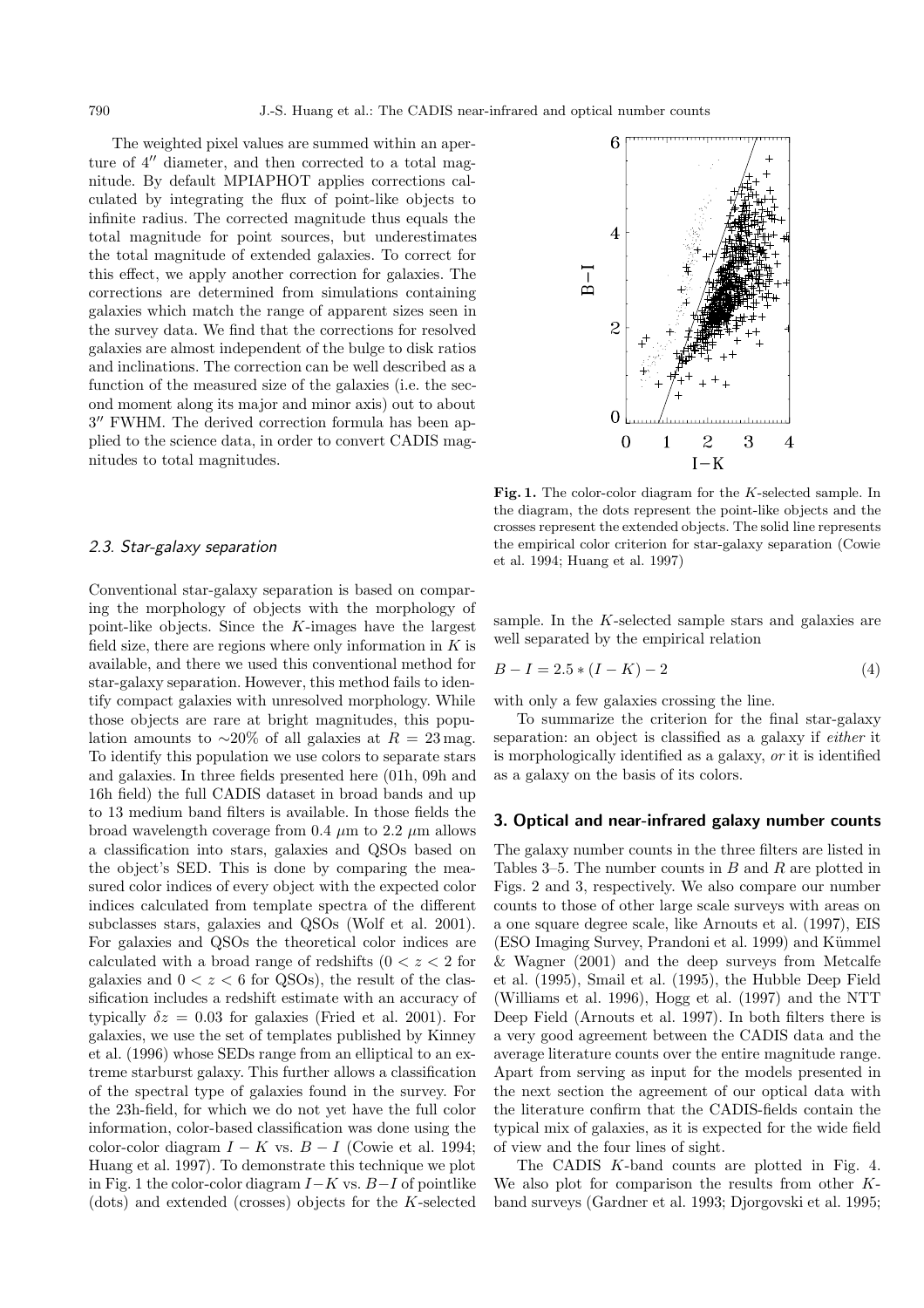The weighted pixel values are summed within an aperture of 4″ diameter, and then corrected to a total magnitude. By default MPIAPHOT applies corrections calculated by integrating the flux of point-like objects to infinite radius. The corrected magnitude thus equals the total magnitude for point sources, but underestimates the total magnitude of extended galaxies. To correct for this effect, we apply another correction for galaxies. The corrections are determined from simulations containing galaxies which match the range of apparent sizes seen in the survey data. We find that the corrections for resolved galaxies are almost independent of the bulge to disk ratios and inclinations. The correction can be well described as a function of the measured size of the galaxies (i.e. the second moment along its major and minor axis) out to about 3″ FWHM. The derived correction formula has been applied to the science data, in order to convert CADIS magnitudes to total magnitudes.

### 2.3. Star-galaxy separation

Conventional star-galaxy separation is based on comparing the morphology of objects with the morphology of point-like objects. Since the $K$-images have the largest field size, there are regions where only information in $K$ is available, and there we used this conventional method for star-galaxy separation. However, this method fails to identify compact galaxies with unresolved morphology. While those objects are rare at bright magnitudes, this population amounts to ∼20% of all galaxies at $R = 23$ mag. To identify this population we use colors to separate stars and galaxies. In three fields presented here (01h, 09h and 16h field) the full CADIS dataset in broad bands and up to 13 medium band filters is available. In those fields the broad wavelength coverage from 0.4 $\mu$m to 2.2 $\mu$m allows a classification into stars, galaxies and QSOs based on the object's SED. This is done by comparing the measured color indices of every object with the expected color indices calculated from template spectra of the different subclasses stars, galaxies and QSOs (Wolf et al. 2001). For galaxies and QSOs the theoretical color indices are calculated with a broad range of redshifts ($0 < z < 2$ for galaxies and $0 < z < 6$ for QSOs), the result of the classification includes a redshift estimate with an accuracy of typically $\delta z = 0.03$ for galaxies (Fried et al. 2001). For galaxies, we use the set of templates published by Kinney et al. (1996) whose SEDs range from an elliptical to an extreme starburst galaxy. This further allows a classification of the spectral type of galaxies found in the survey. For the 23h-field, for which we do not yet have the full color information, color-based classification was done using the color-color diagram $I - K$ vs. $B - I$ (Cowie et al. 1994; Huang et al. 1997). To demonstrate this technique we plot in Fig. 1 the color-color diagram $I-K$ vs. $B-I$ of pointlike (dots) and extended (crosses) objects for the $K$-selected sample. In the $K$-selected sample stars and galaxies are well separated by the empirical relation

$$B - I = 2.5 * (I - K) - 2 \tag{4}$$

with only a few galaxies crossing the line.

**Fig. 1.** The color-color diagram for the $K$-selected sample. In the diagram, the dots represent the point-like objects and the crosses represent the extended objects. The solid line represents the empirical color criterion for star-galaxy separation (Cowie et al. 1994; Huang et al. 1997)

To summarize the criterion for the final star-galaxy separation: an object is classified as a galaxy if *either* it is morphologically identified as a galaxy, *or* it is identified as a galaxy on the basis of its colors.

## 3. Optical and near-infrared galaxy number counts

The galaxy number counts in the three filters are listed in Tables 3–5. The number counts in $B$ and $R$ are plotted in Figs. 2 and 3, respectively. We also compare our number counts to those of other large scale surveys with areas on a one square degree scale, like Arnouts et al. (1997), EIS (ESO Imaging Survey, Prandoni et al. 1999) and Kümmel & Wagner (2001) and the deep surveys from Metcalfe et al. (1995), Smail et al. (1995), the Hubble Deep Field (Williams et al. 1996), Hogg et al. (1997) and the NTT Deep Field (Arnouts et al. 1997). In both filters there is a very good agreement between the CADIS data and the average literature counts over the entire magnitude range. Apart from serving as input for the models presented in the next section the agreement of our optical data with the literature confirm that the CADIS-fields contain the typical mix of galaxies, as it is expected for the wide field of view and the four lines of sight.

The CADIS $K$-band counts are plotted in Fig. 4. We also plot for comparison the results from other $K$-band surveys (Gardner et al. 1993; Djorgovski et al. 1995;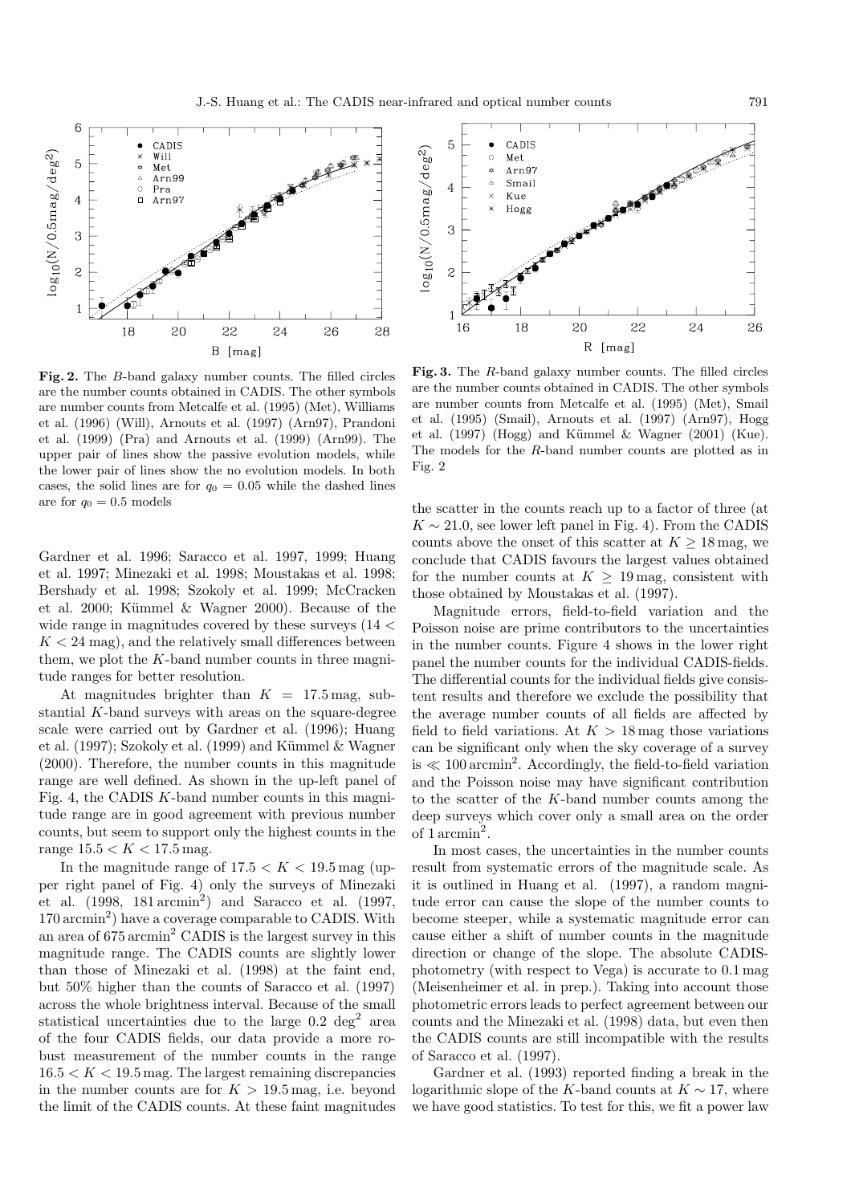**Fig. 2.** The $B$-band galaxy number counts. The filled circles are the number counts obtained in CADIS. The other symbols are number counts from Metcalfe et al. (1995) (Met), Williams et al. (1996) (Will), Arnouts et al. (1997) (Arn97), Prandoni et al. (1999) (Pra) and Arnouts et al. (1999) (Arn99). The upper pair of lines show the passive evolution models, while the lower pair of lines show the no evolution models. In both cases, the solid lines are for $q_0 = 0.05$ while the dashed lines are for $q_0 = 0.5$ models

**Fig. 3.** The $R$-band galaxy number counts. The filled circles are the number counts obtained in CADIS. The other symbols are number counts from Metcalfe et al. (1995) (Met), Smail et al. (1995) (Smail), Arnouts et al. (1997) (Arn97), Hogg et al. (1997) (Hogg) and Kümmel & Wagner (2001) (Kue). The models for the $R$-band number counts are plotted as in Fig. 2

Gardner et al. 1996; Saracco et al. 1997, 1999; Huang et al. 1997; Minezaki et al. 1998; Moustakas et al. 1998; Bershady et al. 1998; Szokoly et al. 1999; McCracken et al. 2000; Kümmel & Wagner 2000). Because of the wide range in magnitudes covered by these surveys ($14 < K < 24$ mag), and the relatively small differences between them, we plot the $K$-band number counts in three magnitude ranges for better resolution.

At magnitudes brighter than $K = 17.5$ mag, substantial $K$-band surveys with areas on the square-degree scale were carried out by Gardner et al. (1996); Huang et al. (1997); Szokoly et al. (1999) and Kümmel & Wagner (2000). Therefore, the number counts in this magnitude range are well defined. As shown in the up-left panel of Fig. 4, the CADIS $K$-band number counts in this magnitude range are in good agreement with previous number counts, but seem to support only the highest counts in the range $15.5 < K < 17.5$ mag.

In the magnitude range of $17.5 < K < 19.5$ mag (upper right panel of Fig. 4) only the surveys of Minezaki et al. (1998, 181 arcmin$^2$) and Saracco et al. (1997, 170 arcmin$^2$) have a coverage comparable to CADIS. With an area of 675 arcmin$^2$ CADIS is the largest survey in this magnitude range. The CADIS counts are slightly lower than those of Minezaki et al. (1998) at the faint end, but 50% higher than the counts of Saracco et al. (1997) across the whole brightness interval. Because of the small statistical uncertainties due to the large 0.2 deg$^2$ area of the four CADIS fields, our data provide a more robust measurement of the number counts in the range $16.5 < K < 19.5$ mag. The largest remaining discrepancies in the number counts are for $K > 19.5$ mag, i.e. beyond the limit of the CADIS counts. At these faint magnitudes the scatter in the counts reach up to a factor of three (at $K \sim 21.0$, see lower left panel in Fig. 4). From the CADIS counts above the onset of this scatter at $K \geq 18$ mag, we conclude that CADIS favours the largest values obtained for the number counts at $K \geq 19$ mag, consistent with those obtained by Moustakas et al. (1997).

Magnitude errors, field-to-field variation and the Poisson noise are prime contributors to the uncertainties in the number counts. Figure 4 shows in the lower right panel the number counts for the individual CADIS-fields. The differential counts for the individual fields give consistent results and therefore we exclude the possibility that the average number counts of all fields are affected by field to field variations. At $K > 18$ mag those variations can be significant only when the sky coverage of a survey is $\ll 100$ arcmin$^2$. Accordingly, the field-to-field variation and the Poisson noise may have significant contribution to the scatter of the $K$-band number counts among the deep surveys which cover only a small area on the order of 1 arcmin$^2$.

In most cases, the uncertainties in the number counts result from systematic errors of the magnitude scale. As it is outlined in Huang et al. (1997), a random magnitude error can cause the slope of the number counts to become steeper, while a systematic magnitude error can cause either a shift of number counts in the magnitude direction or change of the slope. The absolute CADIS-photometry (with respect to Vega) is accurate to 0.1 mag (Meisenheimer et al. in prep.). Taking into account those photometric errors leads to perfect agreement between our counts and the Minezaki et al. (1998) data, but even then the CADIS counts are still incompatible with the results of Saracco et al. (1997).

Gardner et al. (1993) reported finding a break in the logarithmic slope of the $K$-band counts at $K \sim 17$, where we have good statistics. To test for this, we fit a power law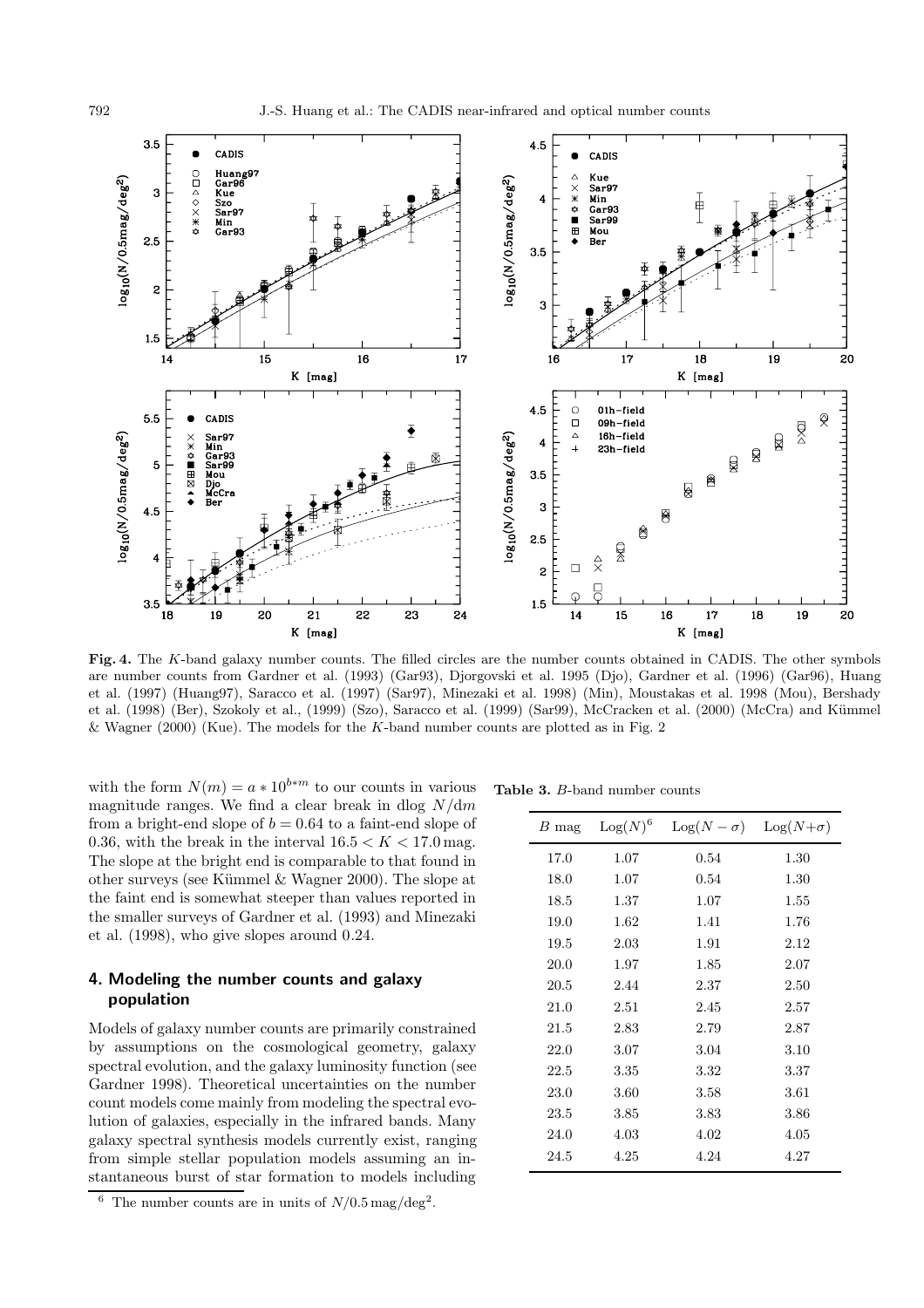**Fig. 4.** The $K$-band galaxy number counts. The filled circles are the number counts obtained in CADIS. The other symbols are number counts from Gardner et al. (1993) (Gar93), Djorgovski et al. 1995 (Djo), Gardner et al. (1996) (Gar96), Huang et al. (1997) (Huang97), Saracco et al. (1997) (Sar97), Minezaki et al. 1998) (Min), Moustakas et al. 1998 (Mou), Bershady et al. (1998) (Ber), Szokoly et al., (1999) (Szo), Saracco et al. (1999) (Sar99), McCracken et al. (2000) (McCra) and Kümmel & Wagner (2000) (Kue). The models for the $K$-band number counts are plotted as in Fig. 2

with the form $N(m) = a * 10^{b*m}$ to our counts in various magnitude ranges. We find a clear break in dlog $N/\mathrm{d}m$ from a bright-end slope of $b = 0.64$ to a faint-end slope of 0.36, with the break in the interval $16.5 < K < 17.0$ mag. The slope at the bright end is comparable to that found in other surveys (see Kümmel & Wagner 2000). The slope at the faint end is somewhat steeper than values reported in the smaller surveys of Gardner et al. (1993) and Minezaki et al. (1998), who give slopes around 0.24.

## 4. Modeling the number counts and galaxy population

Models of galaxy number counts are primarily constrained by assumptions on the cosmological geometry, galaxy spectral evolution, and the galaxy luminosity function (see Gardner 1998). Theoretical uncertainties on the number count models come mainly from modeling the spectral evolution of galaxies, especially in the infrared bands. Many galaxy spectral synthesis models currently exist, ranging from simple stellar population models assuming an instantaneous burst of star formation to models including

**Table 3.** $B$-band number counts

| $B$ mag | Log($N$)[6] | Log($N-\sigma$) | Log($N$+$\sigma$) |
|---|---|---|---|
| 17.0 | 1.07 | 0.54 | 1.30 |
| 18.0 | 1.07 | 0.54 | 1.30 |
| 18.5 | 1.37 | 1.07 | 1.55 |
| 19.0 | 1.62 | 1.41 | 1.76 |
| 19.5 | 2.03 | 1.91 | 2.12 |
| 20.0 | 1.97 | 1.85 | 2.07 |
| 20.5 | 2.44 | 2.37 | 2.50 |
| 21.0 | 2.51 | 2.45 | 2.57 |
| 21.5 | 2.83 | 2.79 | 2.87 |
| 22.0 | 3.07 | 3.04 | 3.10 |
| 22.5 | 3.35 | 3.32 | 3.37 |
| 23.0 | 3.60 | 3.58 | 3.61 |
| 23.5 | 3.85 | 3.83 | 3.86 |
| 24.0 | 4.03 | 4.02 | 4.05 |
| 24.5 | 4.25 | 4.24 | 4.27 |

[6] The number counts are in units of $N/0.5\,\mathrm{mag/deg}^2$.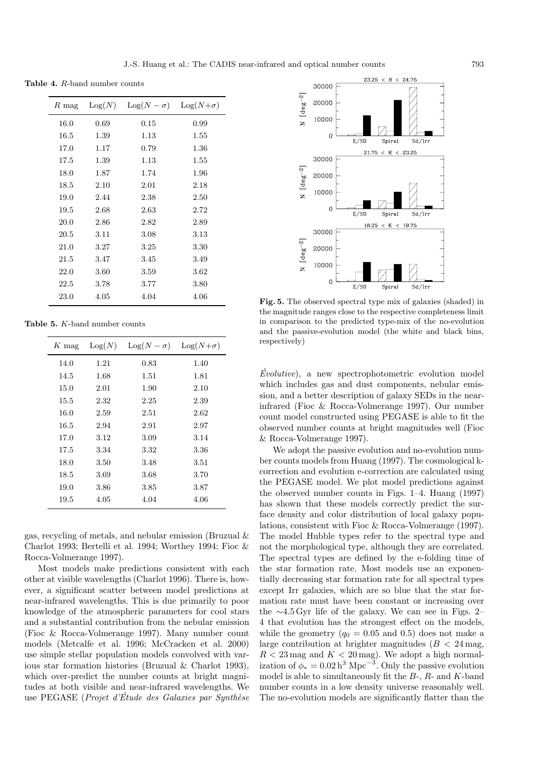**Table 4.** *R*-band number counts

| *R* mag | Log(*N*) | Log($N-\sigma$) | Log($N+\sigma$) |
|---|---|---|---|
| 16.0 | 0.69 | 0.15 | 0.99 |
| 16.5 | 1.39 | 1.13 | 1.55 |
| 17.0 | 1.17 | 0.79 | 1.36 |
| 17.5 | 1.39 | 1.13 | 1.55 |
| 18.0 | 1.87 | 1.74 | 1.96 |
| 18.5 | 2.10 | 2.01 | 2.18 |
| 19.0 | 2.44 | 2.38 | 2.50 |
| 19.5 | 2.68 | 2.63 | 2.72 |
| 20.0 | 2.86 | 2.82 | 2.89 |
| 20.5 | 3.11 | 3.08 | 3.13 |
| 21.0 | 3.27 | 3.25 | 3.30 |
| 21.5 | 3.47 | 3.45 | 3.49 |
| 22.0 | 3.60 | 3.59 | 3.62 |
| 22.5 | 3.78 | 3.77 | 3.80 |
| 23.0 | 4.05 | 4.04 | 4.06 |

**Table 5.** *K*-band number counts

| *K* mag | Log(*N*) | Log($N-\sigma$) | Log($N+\sigma$) |
|---|---|---|---|
| 14.0 | 1.21 | 0.83 | 1.40 |
| 14.5 | 1.68 | 1.51 | 1.81 |
| 15.0 | 2.01 | 1.90 | 2.10 |
| 15.5 | 2.32 | 2.25 | 2.39 |
| 16.0 | 2.59 | 2.51 | 2.62 |
| 16.5 | 2.94 | 2.91 | 2.97 |
| 17.0 | 3.12 | 3.09 | 3.14 |
| 17.5 | 3.34 | 3.32 | 3.36 |
| 18.0 | 3.50 | 3.48 | 3.51 |
| 18.5 | 3.69 | 3.68 | 3.70 |
| 19.0 | 3.86 | 3.85 | 3.87 |
| 19.5 | 4.05 | 4.04 | 4.06 |

gas, recycling of metals, and nebular emission (Bruzual & Charlot 1993; Bertelli et al. 1994; Worthey 1994; Fioc & Rocca-Volmerange 1997).

Most models make predictions consistent with each other at visible wavelengths (Charlot 1996). There is, however, a significant scatter between model predictions at near-infrared wavelengths. This is due primarily to poor knowledge of the atmospheric parameters for cool stars and a substantial contribution from the nebular emission (Fioc & Rocca-Volmerange 1997). Many number count models (Metcalfe et al. 1996; McCracken et al. 2000) use simple stellar population models convolved with various star formation histories (Bruzual & Charlot 1993), which over-predict the number counts at bright magnitudes at both visible and near-infrared wavelengths. We use PEGASE (*Projet d'Étude des Galaxies par Synthèse Évolutive*), a new spectrophotometric evolution model which includes gas and dust components, nebular emission, and a better description of galaxy SEDs in the near-infrared (Fioc & Rocca-Volmerange 1997). Our number count model constructed using PEGASE is able to fit the observed number counts at bright magnitudes well (Fioc & Rocca-Volmerange 1997).

**Fig. 5.** The observed spectral type mix of galaxies (shaded) in the magnitude ranges close to the respective completeness limit in comparison to the predicted type-mix of the no-evolution and the passive-evolution model (the white and black bins, respectively)

We adopt the passive evolution and no-evolution number counts models from Huang (1997). The cosmological k-correction and evolution e-correction are calculated using the PEGASE model. We plot model predictions against the observed number counts in Figs. 1–4. Huang (1997) has shown that these models correctly predict the surface density and color distribution of local galaxy populations, consistent with Fioc & Rocca-Volmerange (1997). The model Hubble types refer to the spectral type and not the morphological type, although they are correlated. The spectral types are defined by the e-folding time of the star formation rate. Most models use an exponentially decreasing star formation rate for all spectral types except Irr galaxies, which are so blue that the star formation rate must have been constant or increasing over the $\sim$4.5 Gyr life of the galaxy. We can see in Figs. 2–4 that evolution has the strongest effect on the models, while the geometry ($q_0 = 0.05$ and 0.5) does not make a large contribution at brighter magnitudes ($B < 24$ mag, $R < 23$ mag and $K < 20$ mag). We adopt a high normalization of $\phi_* = 0.02\,h^3\,\mathrm{Mpc}^{-3}$. Only the passive evolution model is able to simultaneously fit the *B*-, *R*- and *K*-band number counts in a low density universe reasonably well. The no-evolution models are significantly flatter than the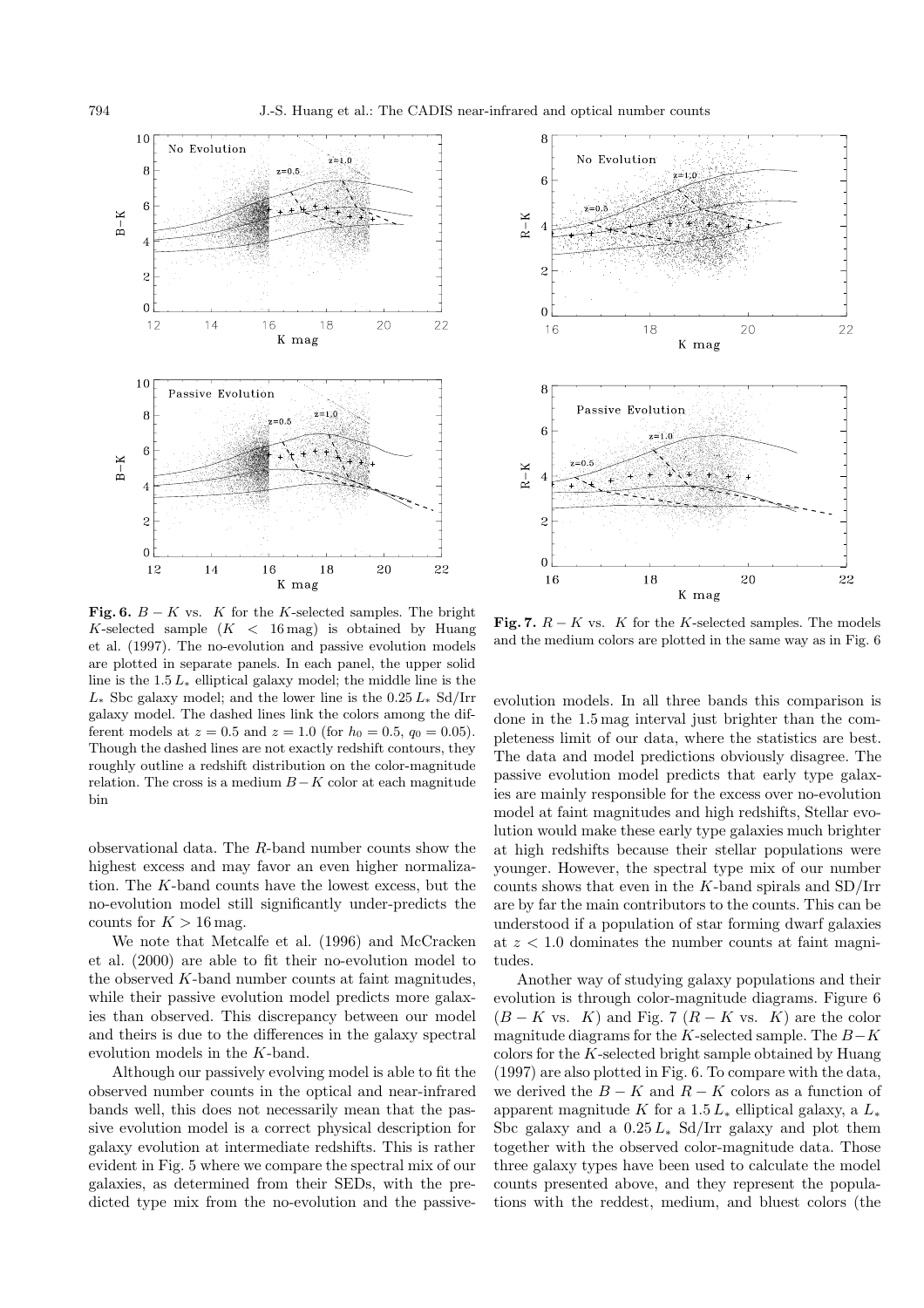**Fig. 6.** $B-K$ vs. $K$ for the $K$-selected samples. The bright $K$-selected sample ($K < 16$ mag) is obtained by Huang et al. (1997). The no-evolution and passive evolution models are plotted in separate panels. In each panel, the upper solid line is the $1.5\,L_*$ elliptical galaxy model; the middle line is the $L_*$ Sbc galaxy model; and the lower line is the $0.25\,L_*$ Sd/Irr galaxy model. The dashed lines link the colors among the different models at $z = 0.5$ and $z = 1.0$ (for $h_0 = 0.5$, $q_0 = 0.05$). Though the dashed lines are not exactly redshift contours, they roughly outline a redshift distribution on the color-magnitude relation. The cross is a medium $B-K$ color at each magnitude bin

**Fig. 7.** $R-K$ vs. $K$ for the $K$-selected samples. The models and the medium colors are plotted in the same way as in Fig. 6

observational data. The $R$-band number counts show the highest excess and may favor an even higher normalization. The $K$-band counts have the lowest excess, but the no-evolution model still significantly under-predicts the counts for $K > 16$ mag.

We note that Metcalfe et al. (1996) and McCracken et al. (2000) are able to fit their no-evolution model to the observed $K$-band number counts at faint magnitudes, while their passive evolution model predicts more galaxies than observed. This discrepancy between our model and theirs is due to the differences in the galaxy spectral evolution models in the $K$-band.

Although our passively evolving model is able to fit the observed number counts in the optical and near-infrared bands well, this does not necessarily mean that the passive evolution model is a correct physical description for galaxy evolution at intermediate redshifts. This is rather evident in Fig. 5 where we compare the spectral mix of our galaxies, as determined from their SEDs, with the predicted type mix from the no-evolution and the passive-evolution models. In all three bands this comparison is done in the 1.5 mag interval just brighter than the completeness limit of our data, where the statistics are best. The data and model predictions obviously disagree. The passive evolution model predicts that early type galaxies are mainly responsible for the excess over no-evolution model at faint magnitudes and high redshifts, Stellar evolution would make these early type galaxies much brighter at high redshifts because their stellar populations were younger. However, the spectral type mix of our number counts shows that even in the $K$-band spirals and SD/Irr are by far the main contributors to the counts. This can be understood if a population of star forming dwarf galaxies at $z < 1.0$ dominates the number counts at faint magnitudes.

Another way of studying galaxy populations and their evolution is through color-magnitude diagrams. Figure 6 ($B-K$ vs. $K$) and Fig. 7 ($R-K$ vs. $K$) are the color magnitude diagrams for the $K$-selected sample. The $B-K$ colors for the $K$-selected bright sample obtained by Huang (1997) are also plotted in Fig. 6. To compare with the data, we derived the $B-K$ and $R-K$ colors as a function of apparent magnitude $K$ for a $1.5\,L_*$ elliptical galaxy, a $L_*$ Sbc galaxy and a $0.25\,L_*$ Sd/Irr galaxy and plot them together with the observed color-magnitude data. Those three galaxy types have been used to calculate the model counts presented above, and they represent the populations with the reddest, medium, and bluest colors (the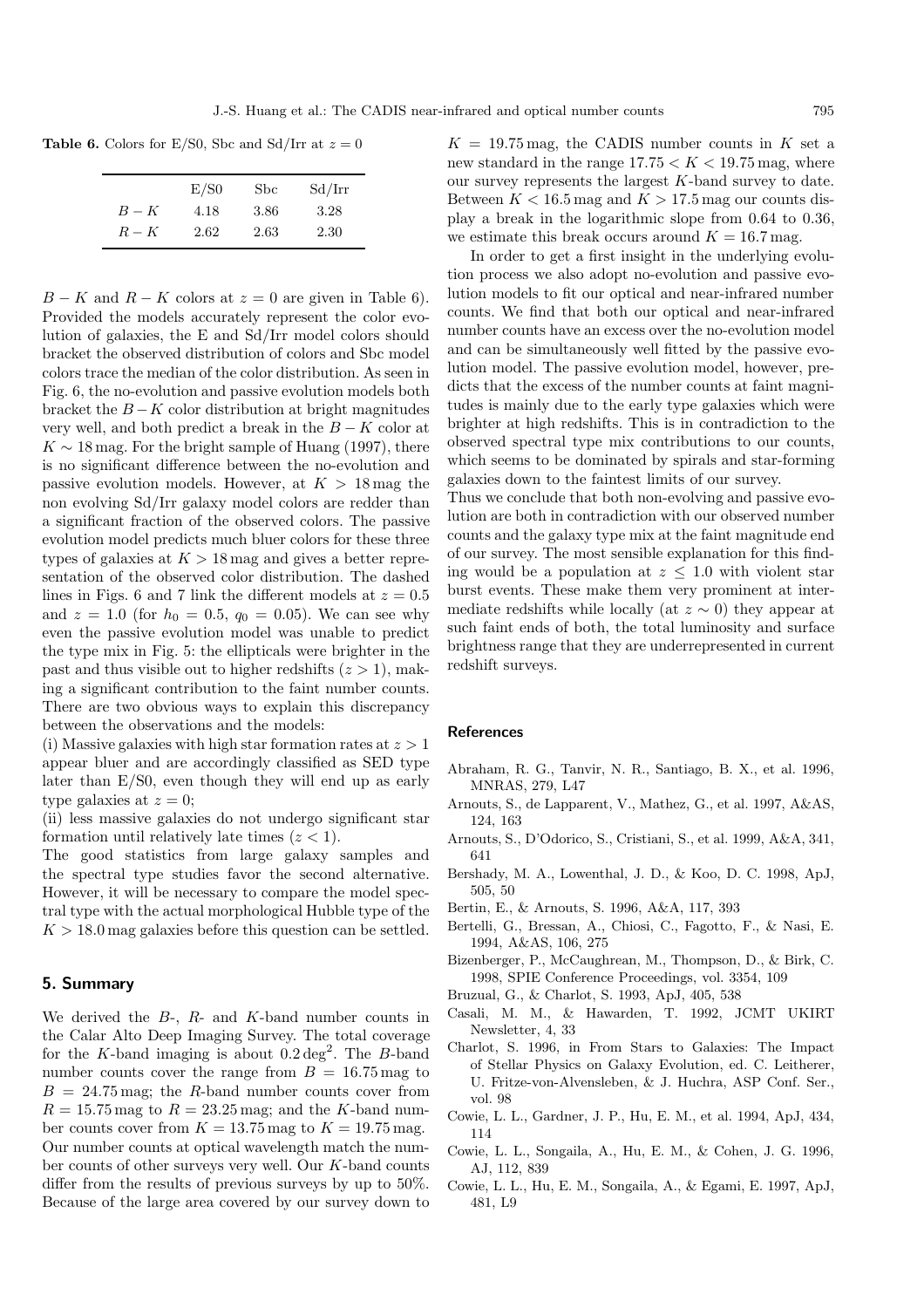**Table 6.** Colors for E/S0, Sbc and Sd/Irr at $z = 0$

| | E/S0 | Sbc | Sd/Irr |
|---|---|---|---|
| $B-K$ | 4.18 | 3.86 | 3.28 |
| $R-K$ | 2.62 | 2.63 | 2.30 |

$B-K$ and $R-K$ colors at $z = 0$ are given in Table 6). Provided the models accurately represent the color evolution of galaxies, the E and Sd/Irr model colors should bracket the observed distribution of colors and Sbc model colors trace the median of the color distribution. As seen in Fig. 6, the no-evolution and passive evolution models both bracket the $B-K$ color distribution at bright magnitudes very well, and both predict a break in the $B-K$ color at $K \sim 18$ mag. For the bright sample of Huang (1997), there is no significant difference between the no-evolution and passive evolution models. However, at $K > 18$ mag the non evolving Sd/Irr galaxy model colors are redder than a significant fraction of the observed colors. The passive evolution model predicts much bluer colors for these three types of galaxies at $K > 18$ mag and gives a better representation of the observed color distribution. The dashed lines in Figs. 6 and 7 link the different models at $z = 0.5$ and $z = 1.0$ (for $h_0 = 0.5$, $q_0 = 0.05$). We can see why even the passive evolution model was unable to predict the type mix in Fig. 5: the ellipticals were brighter in the past and thus visible out to higher redshifts ($z > 1$), making a significant contribution to the faint number counts. There are two obvious ways to explain this discrepancy between the observations and the models:

(i) Massive galaxies with high star formation rates at $z > 1$ appear bluer and are accordingly classified as SED type later than E/S0, even though they will end up as early type galaxies at $z = 0$;

(ii) less massive galaxies do not undergo significant star formation until relatively late times ($z < 1$).

The good statistics from large galaxy samples and the spectral type studies favor the second alternative. However, it will be necessary to compare the model spectral type with the actual morphological Hubble type of the $K > 18.0$ mag galaxies before this question can be settled.

## 5. Summary

We derived the $B$-, $R$- and $K$-band number counts in the Calar Alto Deep Imaging Survey. The total coverage for the $K$-band imaging is about $0.2\,\mathrm{deg}^2$. The $B$-band number counts cover the range from $B = 16.75$ mag to $B = 24.75$ mag; the $R$-band number counts cover from $R = 15.75$ mag to $R = 23.25$ mag; and the $K$-band number counts cover from $K = 13.75$ mag to $K = 19.75$ mag. Our number counts at optical wavelength match the number counts of other surveys very well. Our $K$-band counts differ from the results of previous surveys by up to 50%. Because of the large area covered by our survey down to $K = 19.75$ mag, the CADIS number counts in $K$ set a new standard in the range $17.75 < K < 19.75$ mag, where our survey represents the largest $K$-band survey to date. Between $K < 16.5$ mag and $K > 17.5$ mag our counts display a break in the logarithmic slope from 0.64 to 0.36, we estimate this break occurs around $K = 16.7$ mag.

In order to get a first insight in the underlying evolution process we also adopt no-evolution and passive evolution models to fit our optical and near-infrared number counts. We find that both our optical and near-infrared number counts have an excess over the no-evolution model and can be simultaneously well fitted by the passive evolution model. The passive evolution model, however, predicts that the excess of the number counts at faint magnitudes is mainly due to the early type galaxies which were brighter at high redshifts. This is in contradiction to the observed spectral type mix contributions to our counts, which seems to be dominated by spirals and star-forming galaxies down to the faintest limits of our survey.

Thus we conclude that both non-evolving and passive evolution are both in contradiction with our observed number counts and the galaxy type mix at the faint magnitude end of our survey. The most sensible explanation for this finding would be a population at $z \leq 1.0$ with violent star burst events. These make them very prominent at intermediate redshifts while locally (at $z \sim 0$) they appear at such faint ends of both, the total luminosity and surface brightness range that they are underrepresented in current redshift surveys.

## References

Abraham, R. G., Tanvir, N. R., Santiago, B. X., et al. 1996, MNRAS, 279, L47

Arnouts, S., de Lapparent, V., Mathez, G., et al. 1997, A&AS, 124, 163

Arnouts, S., D'Odorico, S., Cristiani, S., et al. 1999, A&A, 341, 641

Bershady, M. A., Lowenthal, J. D., & Koo, D. C. 1998, ApJ, 505, 50

Bertin, E., & Arnouts, S. 1996, A&A, 117, 393

Bertelli, G., Bressan, A., Chiosi, C., Fagotto, F., & Nasi, E. 1994, A&AS, 106, 275

Bizenberger, P., McCaughrean, M., Thompson, D., & Birk, C. 1998, SPIE Conference Proceedings, vol. 3354, 109

Bruzual, G., & Charlot, S. 1993, ApJ, 405, 538

Casali, M. M., & Hawarden, T. 1992, JCMT UKIRT Newsletter, 4, 33

Charlot, S. 1996, in From Stars to Galaxies: The Impact of Stellar Physics on Galaxy Evolution, ed. C. Leitherer, U. Fritze-von-Alvensleben, & J. Huchra, ASP Conf. Ser., vol. 98

Cowie, L. L., Gardner, J. P., Hu, E. M., et al. 1994, ApJ, 434, 114

Cowie, L. L., Songaila, A., Hu, E. M., & Cohen, J. G. 1996, AJ, 112, 839

Cowie, L. L., Hu, E. M., Songaila, A., & Egami, E. 1997, ApJ, 481, L9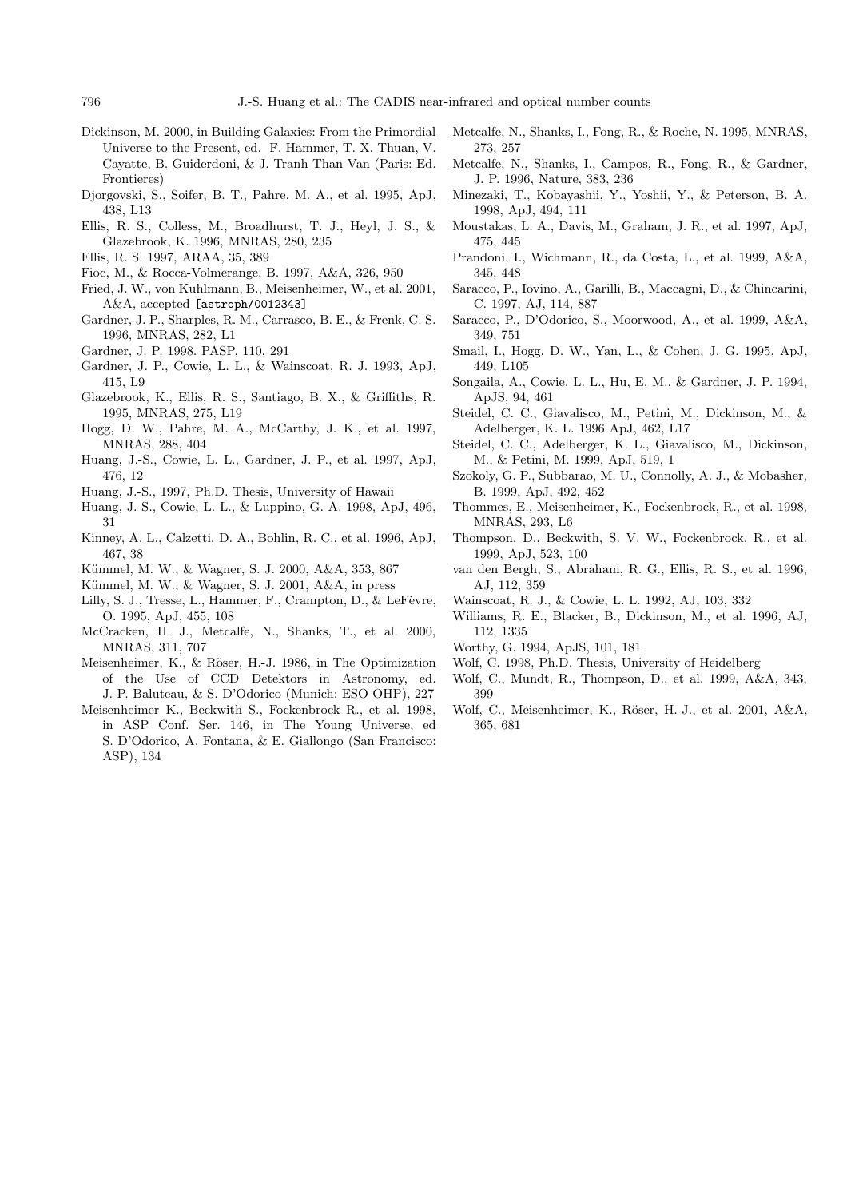Dickinson, M. 2000, in Building Galaxies: From the Primordial Universe to the Present, ed. F. Hammer, T. X. Thuan, V. Cayatte, B. Guiderdoni, & J. Tranh Than Van (Paris: Ed. Frontieres)

Djorgovski, S., Soifer, B. T., Pahre, M. A., et al. 1995, ApJ, 438, L13

Ellis, R. S., Colless, M., Broadhurst, T. J., Heyl, J. S., & Glazebrook, K. 1996, MNRAS, 280, 235

Ellis, R. S. 1997, ARAA, 35, 389

Fioc, M., & Rocca-Volmerange, B. 1997, A&A, 326, 950

Fried, J. W., von Kuhlmann, B., Meisenheimer, W., et al. 2001, A&A, accepted [astroph/0012343]

Gardner, J. P., Sharples, R. M., Carrasco, B. E., & Frenk, C. S. 1996, MNRAS, 282, L1

Gardner, J. P. 1998. PASP, 110, 291

Gardner, J. P., Cowie, L. L., & Wainscoat, R. J. 1993, ApJ, 415, L9

Glazebrook, K., Ellis, R. S., Santiago, B. X., & Griffiths, R. 1995, MNRAS, 275, L19

Hogg, D. W., Pahre, M. A., McCarthy, J. K., et al. 1997, MNRAS, 288, 404

Huang, J.-S., Cowie, L. L., Gardner, J. P., et al. 1997, ApJ, 476, 12

Huang, J.-S., 1997, Ph.D. Thesis, University of Hawaii

Huang, J.-S., Cowie, L. L., & Luppino, G. A. 1998, ApJ, 496, 31

Kinney, A. L., Calzetti, D. A., Bohlin, R. C., et al. 1996, ApJ, 467, 38

Kümmel, M. W., & Wagner, S. J. 2000, A&A, 353, 867

Kümmel, M. W., & Wagner, S. J. 2001, A&A, in press

Lilly, S. J., Tresse, L., Hammer, F., Crampton, D., & LeFèvre, O. 1995, ApJ, 455, 108

McCracken, H. J., Metcalfe, N., Shanks, T., et al. 2000, MNRAS, 311, 707

Meisenheimer, K., & Röser, H.-J. 1986, in The Optimization of the Use of CCD Detektors in Astronomy, ed. J.-P. Baluteau, & S. D'Odorico (Munich: ESO-OHP), 227

Meisenheimer K., Beckwith S., Fockenbrock R., et al. 1998, in ASP Conf. Ser. 146, in The Young Universe, ed S. D'Odorico, A. Fontana, & E. Giallongo (San Francisco: ASP), 134

Metcalfe, N., Shanks, I., Fong, R., & Roche, N. 1995, MNRAS, 273, 257

Metcalfe, N., Shanks, I., Campos, R., Fong, R., & Gardner, J. P. 1996, Nature, 383, 236

Minezaki, T., Kobayashii, Y., Yoshii, Y., & Peterson, B. A. 1998, ApJ, 494, 111

Moustakas, L. A., Davis, M., Graham, J. R., et al. 1997, ApJ, 475, 445

Prandoni, I., Wichmann, R., da Costa, L., et al. 1999, A&A, 345, 448

Saracco, P., Iovino, A., Garilli, B., Maccagni, D., & Chincarini, C. 1997, AJ, 114, 887

Saracco, P., D'Odorico, S., Moorwood, A., et al. 1999, A&A, 349, 751

Smail, I., Hogg, D. W., Yan, L., & Cohen, J. G. 1995, ApJ, 449, L105

Songaila, A., Cowie, L. L., Hu, E. M., & Gardner, J. P. 1994, ApJS, 94, 461

Steidel, C. C., Giavalisco, M., Petini, M., Dickinson, M., & Adelberger, K. L. 1996 ApJ, 462, L17

Steidel, C. C., Adelberger, K. L., Giavalisco, M., Dickinson, M., & Petini, M. 1999, ApJ, 519, 1

Szokoly, G. P., Subbarao, M. U., Connolly, A. J., & Mobasher, B. 1999, ApJ, 492, 452

Thommes, E., Meisenheimer, K., Fockenbrock, R., et al. 1998, MNRAS, 293, L6

Thompson, D., Beckwith, S. V. W., Fockenbrock, R., et al. 1999, ApJ, 523, 100

van den Bergh, S., Abraham, R. G., Ellis, R. S., et al. 1996, AJ, 112, 359

Wainscoat, R. J., & Cowie, L. L. 1992, AJ, 103, 332

Williams, R. E., Blacker, B., Dickinson, M., et al. 1996, AJ, 112, 1335

Worthy, G. 1994, ApJS, 101, 181

Wolf, C. 1998, Ph.D. Thesis, University of Heidelberg

Wolf, C., Mundt, R., Thompson, D., et al. 1999, A&A, 343, 399

Wolf, C., Meisenheimer, K., Röser, H.-J., et al. 2001, A&A, 365, 681